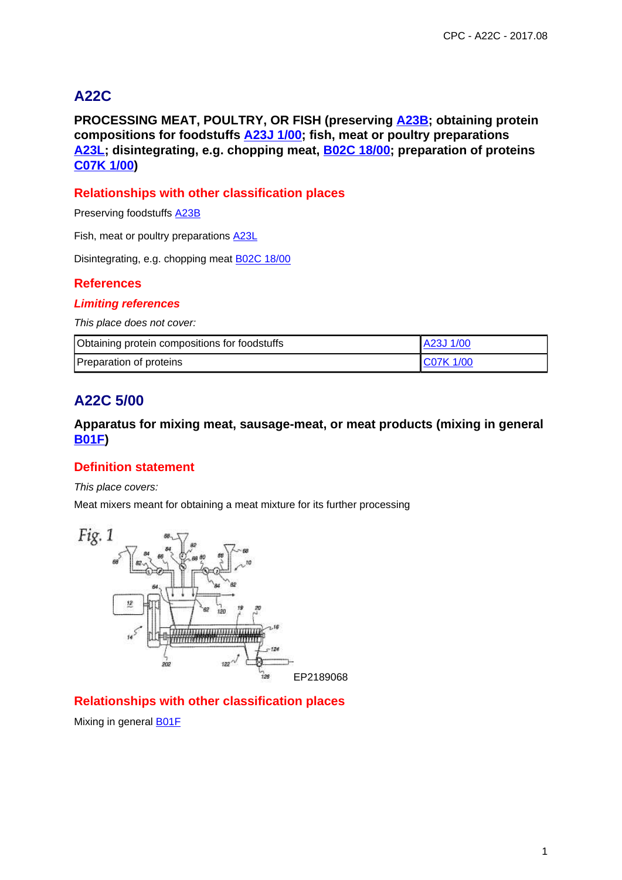# A22C

**PROCESSING MEAT, POULTRY, OR FISH (preserving A23B; obtaining protein compositions for foodstuffs A23J 1/00; fish, meat or poultry preparations A23L; disintegrating, e.g. chopping meat, B02C 18/00; preparation of proteins C07K 1/00)**

### Relationships with other classification places

Preserving foodstuffs A23B

Fish, meat or poultry preparations A23L

Disintegrating, e.g. chopping meat B02C 18/00

### References

#### *Limiting references*

*This place does not cover:*

| Obtaining protein compositions for foodstuffs | A23J 1/00 |
|---|---|
| Preparation of proteins | C07K 1/00 |

# A22C 5/00

**Apparatus for mixing meat, sausage-meat, or meat products (mixing in general B01F)**

### Definition statement

*This place covers:*

Meat mixers meant for obtaining a meat mixture for its further processing

EP2189068

### Relationships with other classification places

Mixing in general B01F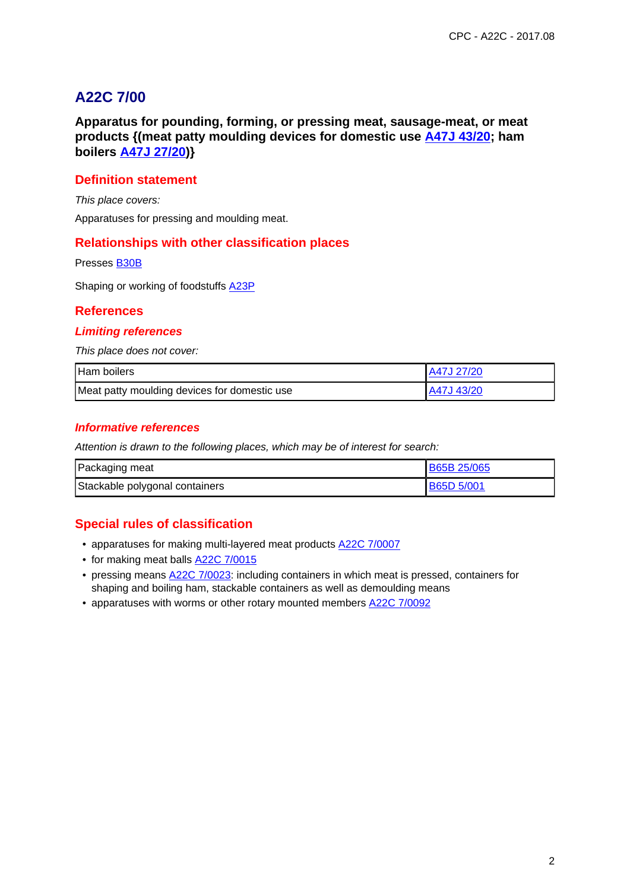# A22C 7/00

**Apparatus for pounding, forming, or pressing meat, sausage-meat, or meat products {(meat patty moulding devices for domestic use A47J 43/20; ham boilers A47J 27/20)}**

## Definition statement

*This place covers:*

Apparatuses for pressing and moulding meat.

## Relationships with other classification places

Presses B30B

Shaping or working of foodstuffs A23P

## References

### *Limiting references*

*This place does not cover:*

| | |
|---|---|
| Ham boilers | A47J 27/20 |
| Meat patty moulding devices for domestic use | A47J 43/20 |

### *Informative references*

*Attention is drawn to the following places, which may be of interest for search:*

| | |
|---|---|
| Packaging meat | B65B 25/065 |
| Stackable polygonal containers | B65D 5/001 |

## Special rules of classification

- apparatuses for making multi-layered meat products A22C 7/0007
- for making meat balls A22C 7/0015
- pressing means A22C 7/0023: including containers in which meat is pressed, containers for shaping and boiling ham, stackable containers as well as demoulding means
- apparatuses with worms or other rotary mounted members A22C 7/0092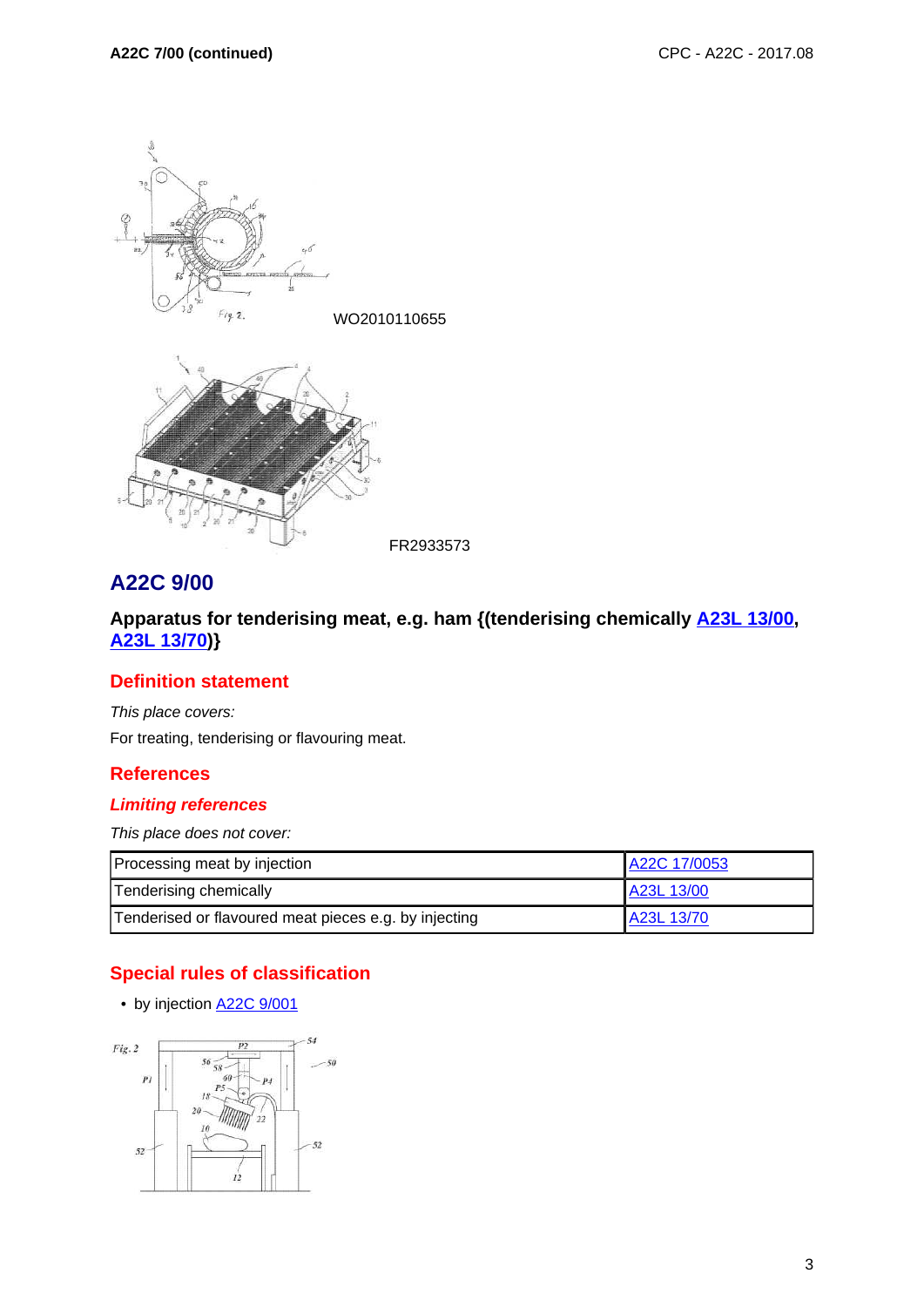WO2010110655

FR2933573

## A22C 9/00

**Apparatus for tenderising meat, e.g. ham {(tenderising chemically A23L 13/00, A23L 13/70)}**

### Definition statement

*This place covers:*

For treating, tenderising or flavouring meat.

### References

#### *Limiting references*

*This place does not cover:*

| Processing meat by injection | A22C 17/0053 |
|---|---|
| Tenderising chemically | A23L 13/00 |
| Tenderised or flavoured meat pieces e.g. by injecting | A23L 13/70 |

### Special rules of classification

- by injection A22C 9/001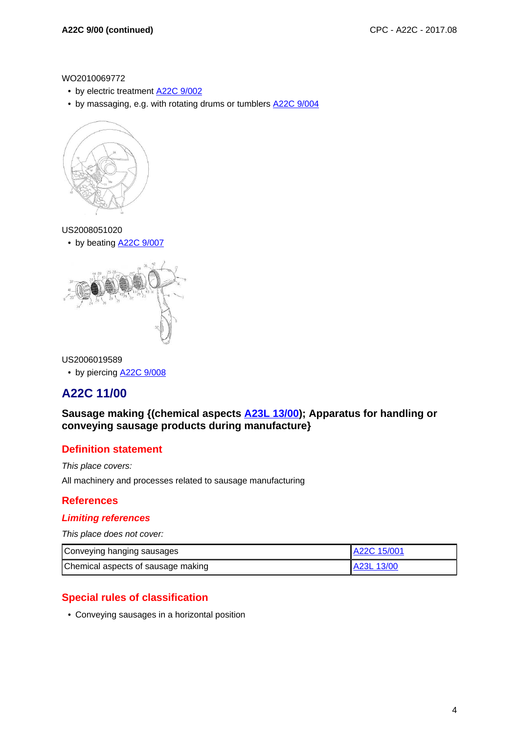WO2010069772

- by electric treatment A22C 9/002
- by massaging, e.g. with rotating drums or tumblers A22C 9/004

US2008051020

- by beating A22C 9/007

US2006019589

- by piercing A22C 9/008

## A22C 11/00

**Sausage making {(chemical aspects A23L 13/00); Apparatus for handling or conveying sausage products during manufacture}**

### Definition statement

*This place covers:*

All machinery and processes related to sausage manufacturing

### References

#### *Limiting references*

*This place does not cover:*

| Conveying hanging sausages | A22C 15/001 |
|---|---|
| Chemical aspects of sausage making | A23L 13/00 |

### Special rules of classification

- Conveying sausages in a horizontal position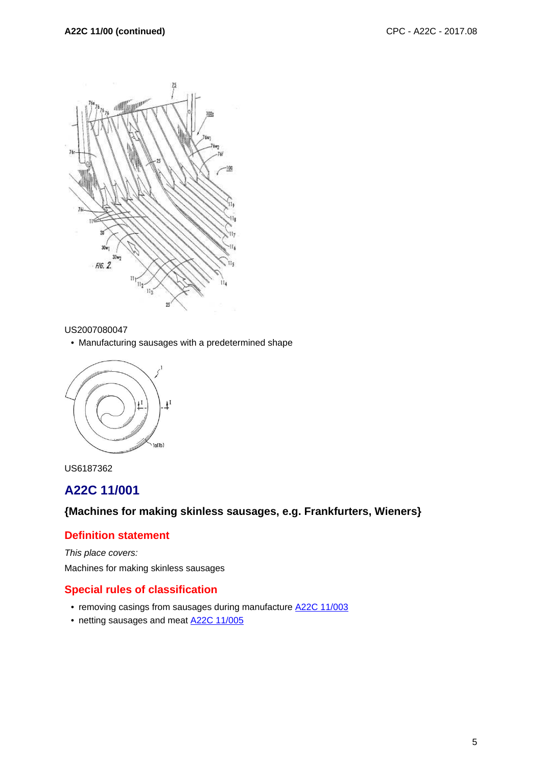US2007080047

- Manufacturing sausages with a predetermined shape

US6187362

## A22C 11/001

### {Machines for making skinless sausages, e.g. Frankfurters, Wieners}

#### Definition statement

*This place covers:*

Machines for making skinless sausages

#### Special rules of classification

- removing casings from sausages during manufacture A22C 11/003
- netting sausages and meat A22C 11/005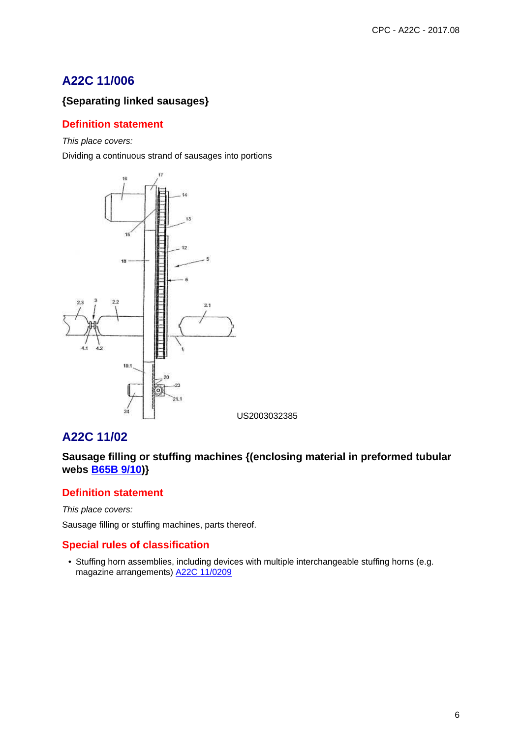## A22C 11/006

**{Separating linked sausages}**

### Definition statement

*This place covers:*

Dividing a continuous strand of sausages into portions

US2003032385

## A22C 11/02

**Sausage filling or stuffing machines {(enclosing material in preformed tubular webs B65B 9/10)}**

### Definition statement

*This place covers:*

Sausage filling or stuffing machines, parts thereof.

### Special rules of classification

- Stuffing horn assemblies, including devices with multiple interchangeable stuffing horns (e.g. magazine arrangements) A22C 11/0209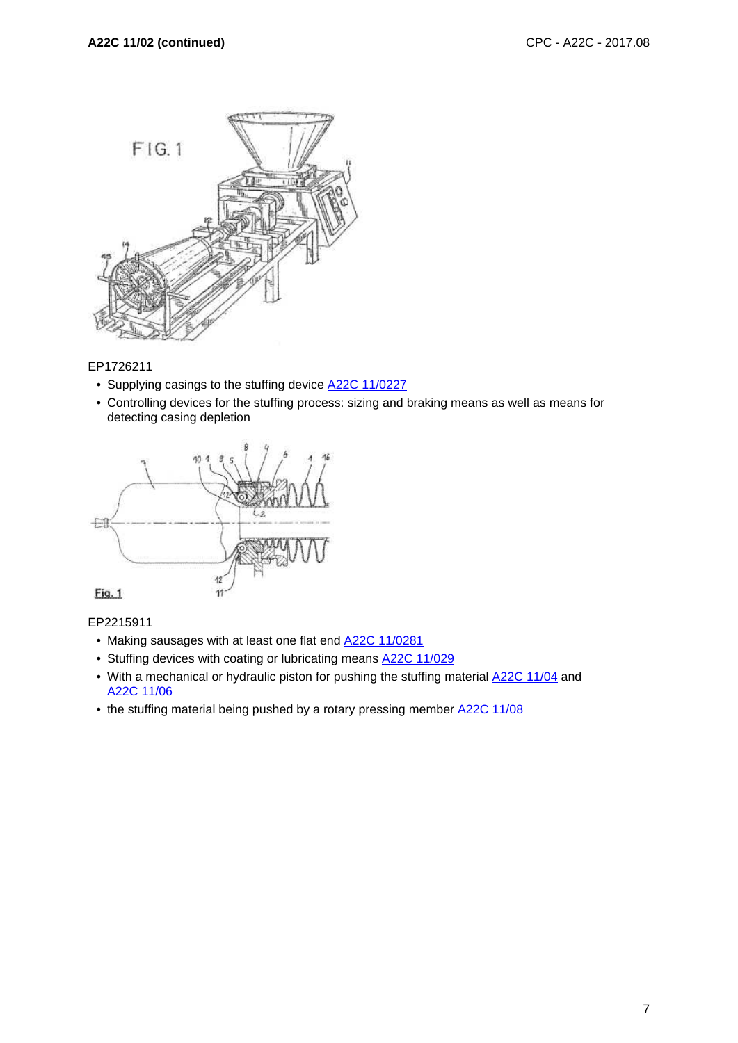EP1726211

- Supplying casings to the stuffing device A22C 11/0227
- Controlling devices for the stuffing process: sizing and braking means as well as means for detecting casing depletion

EP2215911

- Making sausages with at least one flat end A22C 11/0281
- Stuffing devices with coating or lubricating means A22C 11/029
- With a mechanical or hydraulic piston for pushing the stuffing material A22C 11/04 and A22C 11/06
- the stuffing material being pushed by a rotary pressing member A22C 11/08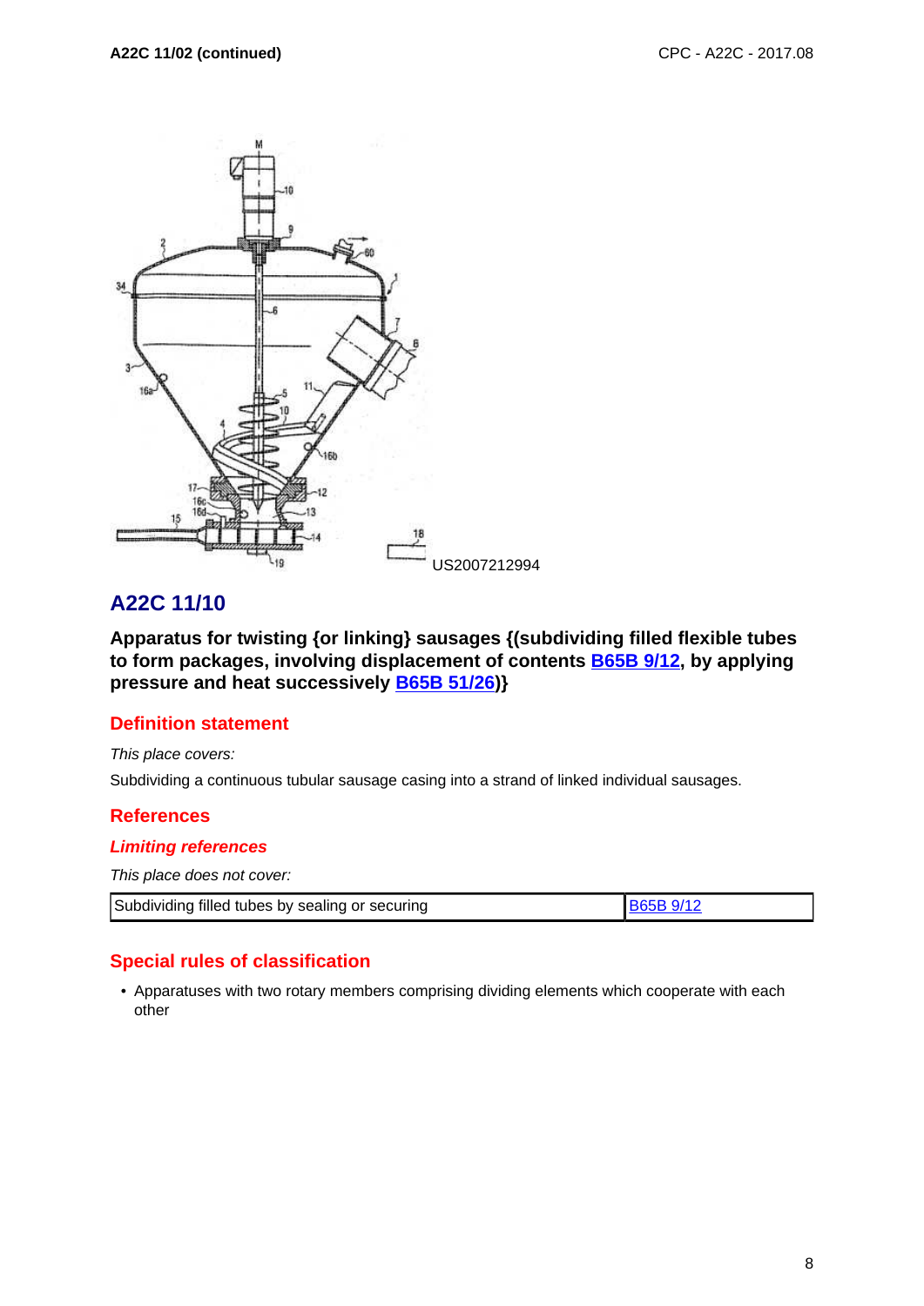US2007212994

## A22C 11/10

**Apparatus for twisting {or linking} sausages {(subdividing filled flexible tubes to form packages, involving displacement of contents B65B 9/12, by applying pressure and heat successively B65B 51/26)}**

### Definition statement

*This place covers:*

Subdividing a continuous tubular sausage casing into a strand of linked individual sausages.

### References

#### *Limiting references*

*This place does not cover:*

| Subdividing filled tubes by sealing or securing | B65B 9/12 |
|---|---|

### Special rules of classification

- Apparatuses with two rotary members comprising dividing elements which cooperate with each other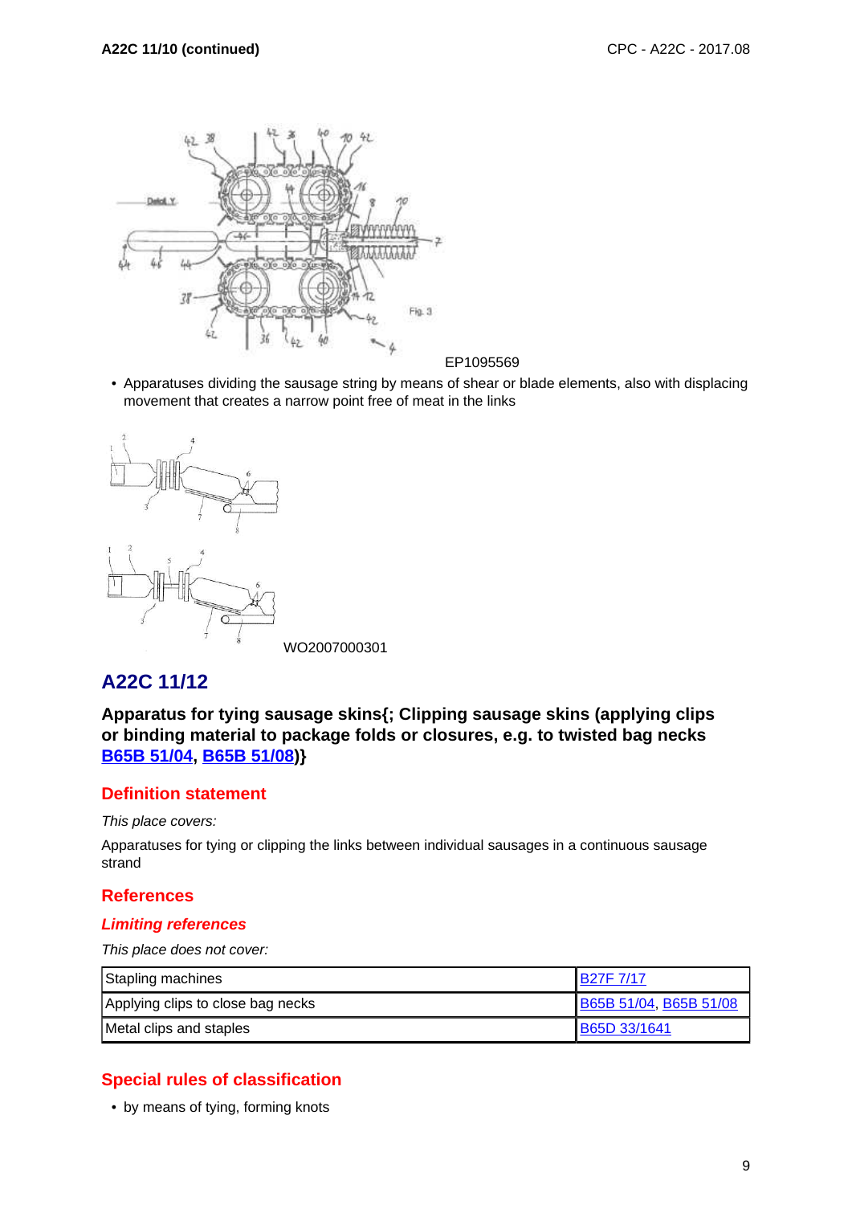EP1095569

- Apparatuses dividing the sausage string by means of shear or blade elements, also with displacing movement that creates a narrow point free of meat in the links

WO2007000301

## A22C 11/12

**Apparatus for tying sausage skins{; Clipping sausage skins (applying clips or binding material to package folds or closures, e.g. to twisted bag necks B65B 51/04, B65B 51/08)}**

### Definition statement

*This place covers:*

Apparatuses for tying or clipping the links between individual sausages in a continuous sausage strand

### References

#### *Limiting references*

*This place does not cover:*

| | |
|---|---|
| Stapling machines | B27F 7/17 |
| Applying clips to close bag necks | B65B 51/04, B65B 51/08 |
| Metal clips and staples | B65D 33/1641 |

### Special rules of classification

- by means of tying, forming knots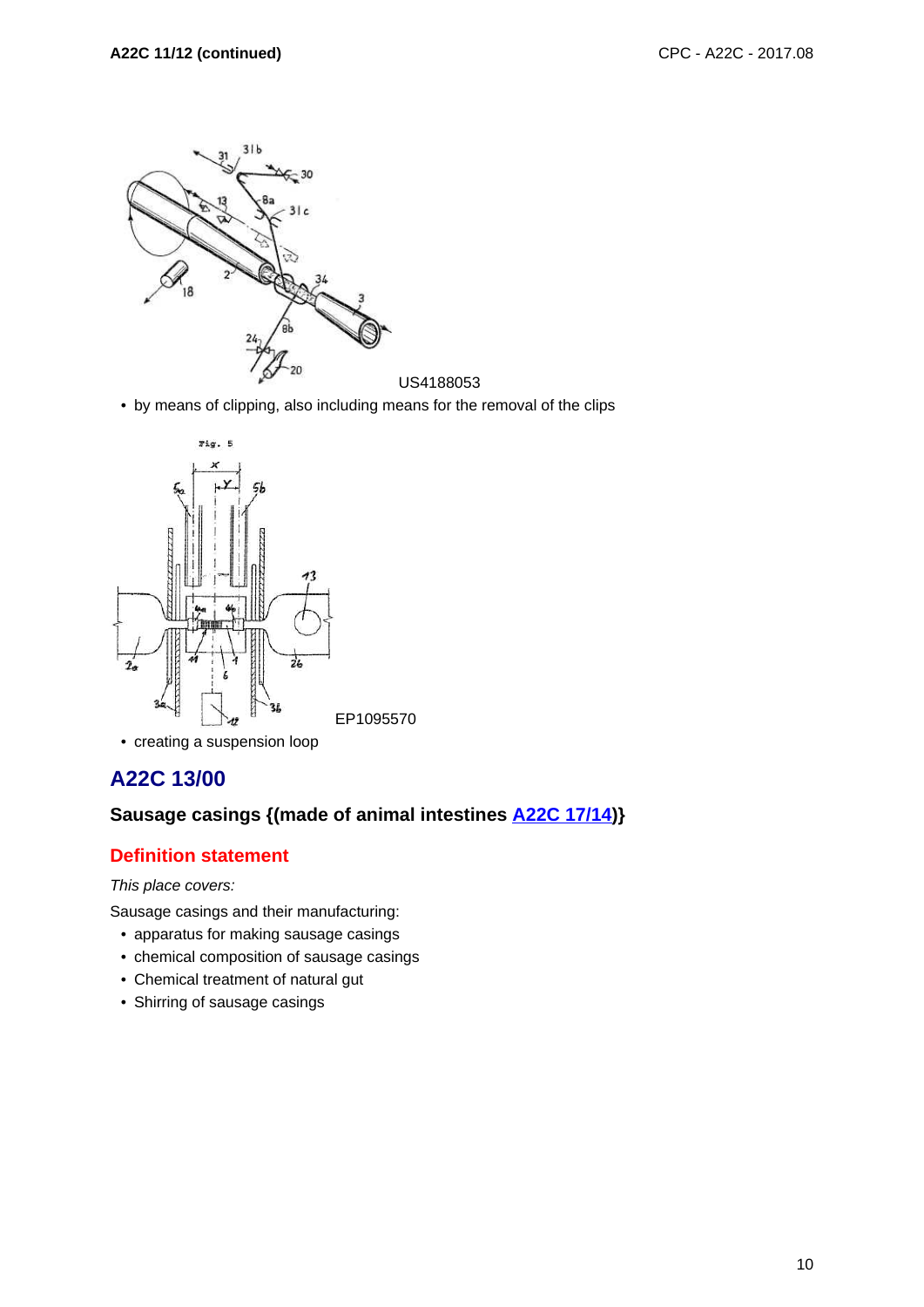US4188053

- by means of clipping, also including means for the removal of the clips

EP1095570

- creating a suspension loop

## A22C 13/00

### Sausage casings {(made of animal intestines A22C 17/14)}

#### Definition statement

*This place covers:*

Sausage casings and their manufacturing:

- apparatus for making sausage casings
- chemical composition of sausage casings
- Chemical treatment of natural gut
- Shirring of sausage casings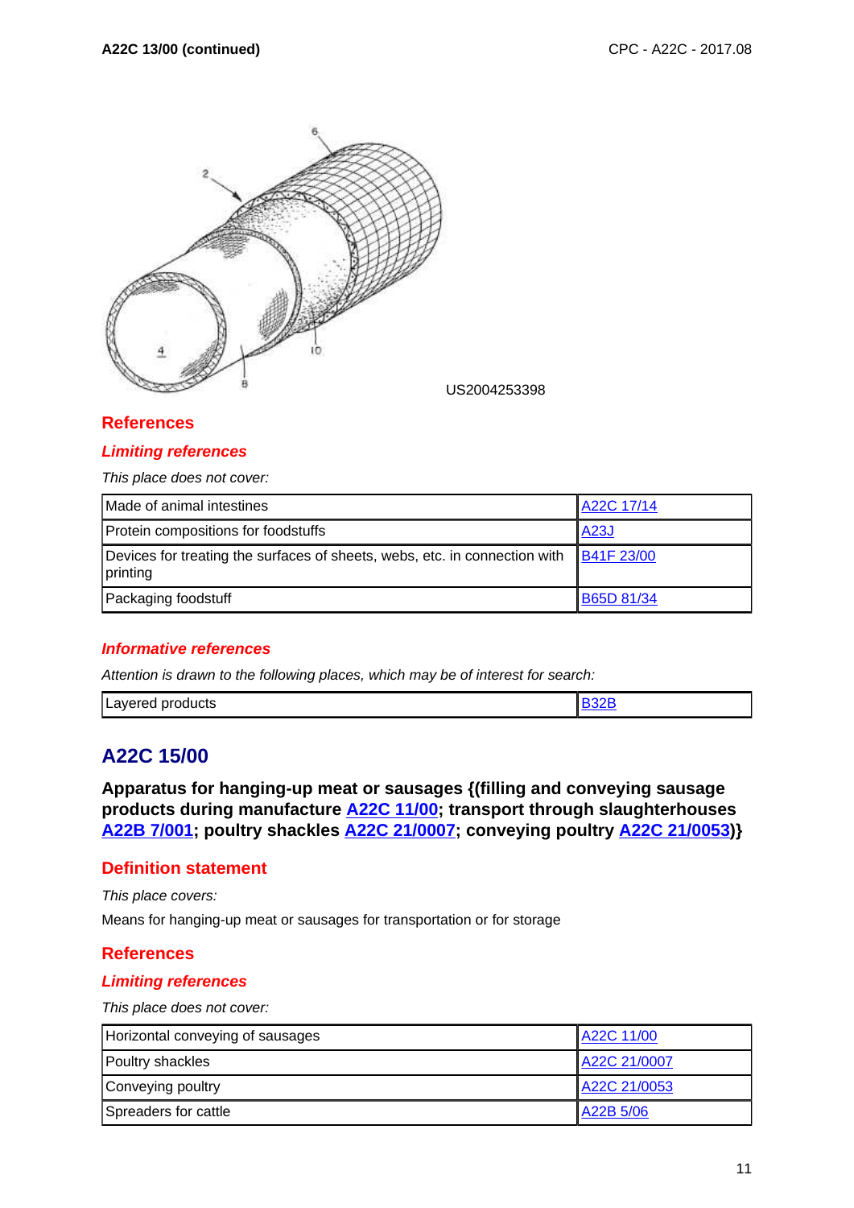US2004253398

## References

### *Limiting references*

*This place does not cover:*

| | |
|---|---|
| Made of animal intestines | A22C 17/14 |
| Protein compositions for foodstuffs | A23J |
| Devices for treating the surfaces of sheets, webs, etc. in connection with printing | B41F 23/00 |
| Packaging foodstuff | B65D 81/34 |

### *Informative references*

*Attention is drawn to the following places, which may be of interest for search:*

| | |
|---|---|
| Layered products | B32B |

# A22C 15/00

**Apparatus for hanging-up meat or sausages {(filling and conveying sausage products during manufacture A22C 11/00; transport through slaughterhouses A22B 7/001; poultry shackles A22C 21/0007; conveying poultry A22C 21/0053)}**

## Definition statement

*This place covers:*

Means for hanging-up meat or sausages for transportation or for storage

## References

### *Limiting references*

*This place does not cover:*

| | |
|---|---|
| Horizontal conveying of sausages | A22C 11/00 |
| Poultry shackles | A22C 21/0007 |
| Conveying poultry | A22C 21/0053 |
| Spreaders for cattle | A22B 5/06 |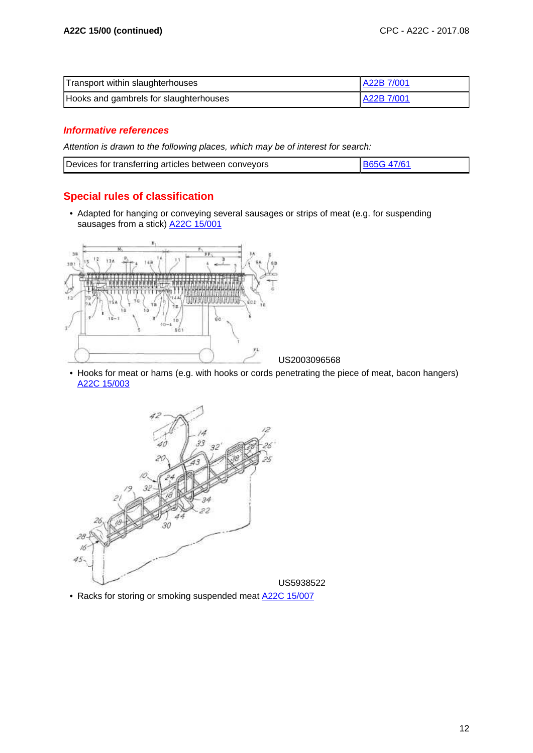A22C 15/00 (continued)

| Transport within slaughterhouses | A22B 7/001 |
|---|---|
| Hooks and gambrels for slaughterhouses | A22B 7/001 |

### *Informative references*

*Attention is drawn to the following places, which may be of interest for search:*

| Devices for transferring articles between conveyors | B65G 47/61 |
|---|---|

## Special rules of classification

- Adapted for hanging or conveying several sausages or strips of meat (e.g. for suspending sausages from a stick) A22C 15/001

US2003096568

- Hooks for meat or hams (e.g. with hooks or cords penetrating the piece of meat, bacon hangers) A22C 15/003

US5938522

- Racks for storing or smoking suspended meat A22C 15/007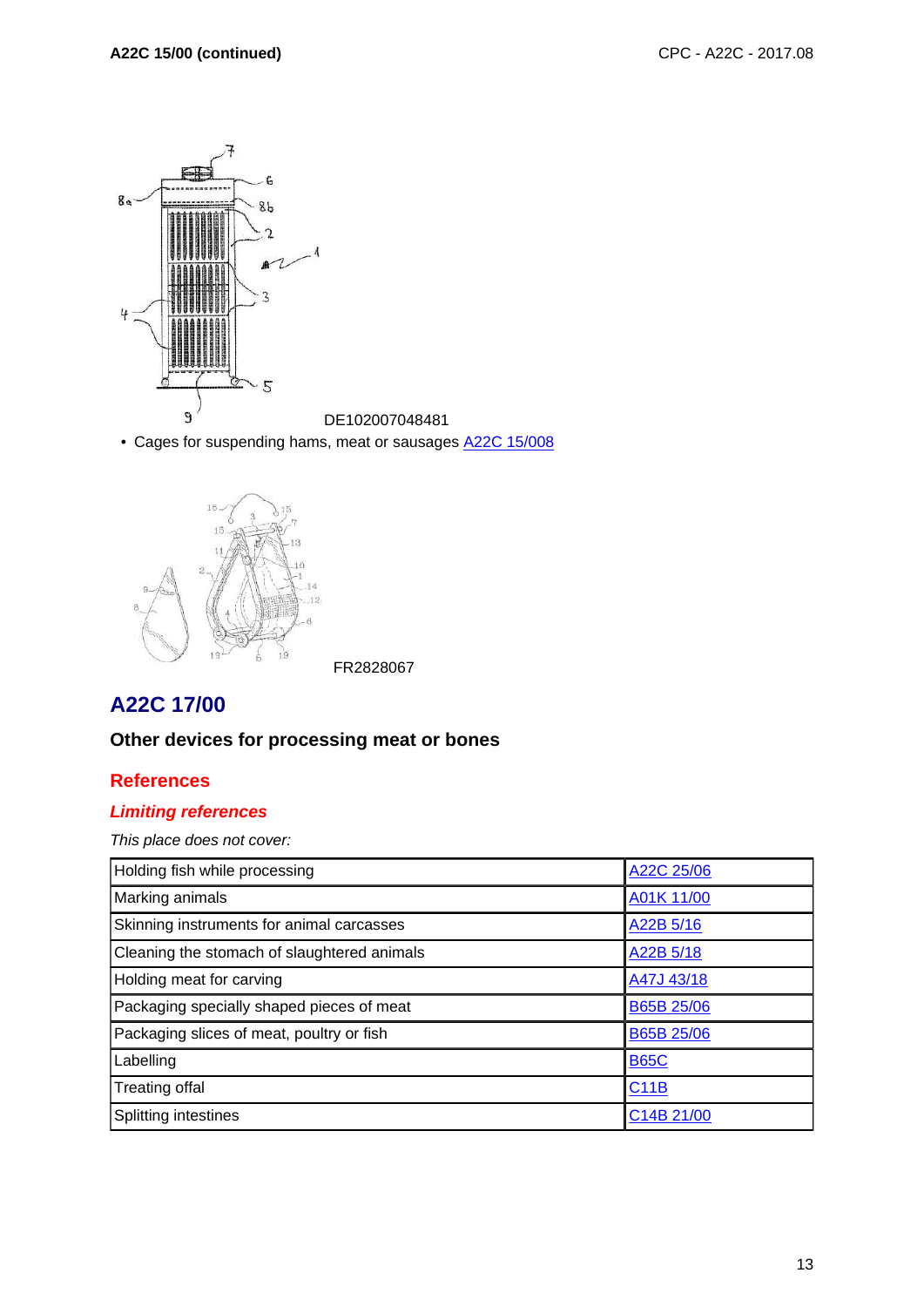DE102007048481

- Cages for suspending hams, meat or sausages A22C 15/008

FR2828067

## A22C 17/00

### Other devices for processing meat or bones

#### References

##### *Limiting references*

*This place does not cover:*

| Holding fish while processing | A22C 25/06 |
|---|---|
| Marking animals | A01K 11/00 |
| Skinning instruments for animal carcasses | A22B 5/16 |
| Cleaning the stomach of slaughtered animals | A22B 5/18 |
| Holding meat for carving | A47J 43/18 |
| Packaging specially shaped pieces of meat | B65B 25/06 |
| Packaging slices of meat, poultry or fish | B65B 25/06 |
| Labelling | B65C |
| Treating offal | C11B |
| Splitting intestines | C14B 21/00 |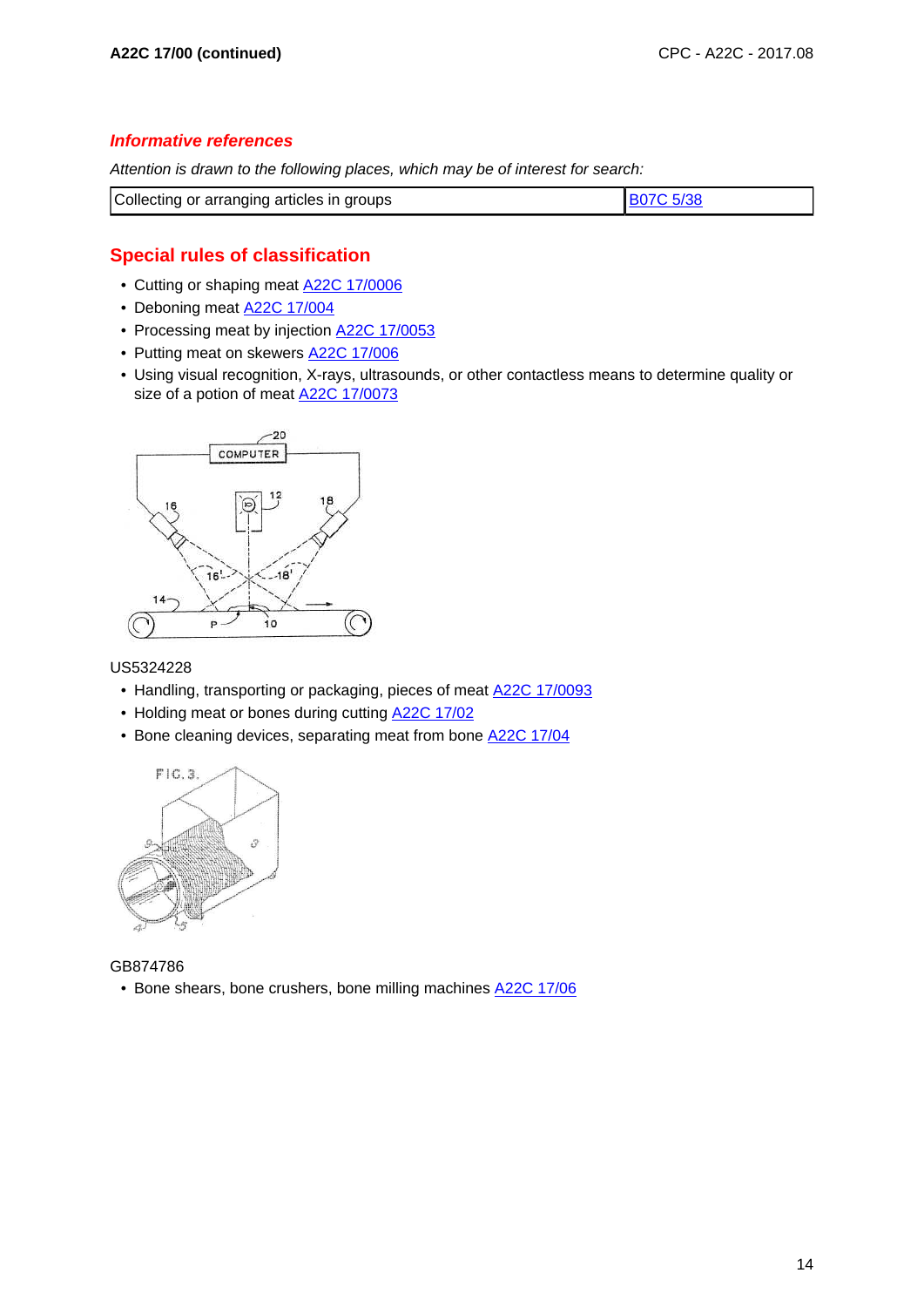## Informative references

*Attention is drawn to the following places, which may be of interest for search:*

| Collecting or arranging articles in groups | B07C 5/38 |
|---|---|

## Special rules of classification

- Cutting or shaping meat A22C 17/0006
- Deboning meat A22C 17/004
- Processing meat by injection A22C 17/0053
- Putting meat on skewers A22C 17/006
- Using visual recognition, X-rays, ultrasounds, or other contactless means to determine quality or size of a potion of meat A22C 17/0073

US5324228

- Handling, transporting or packaging, pieces of meat A22C 17/0093
- Holding meat or bones during cutting A22C 17/02
- Bone cleaning devices, separating meat from bone A22C 17/04

GB874786

- Bone shears, bone crushers, bone milling machines A22C 17/06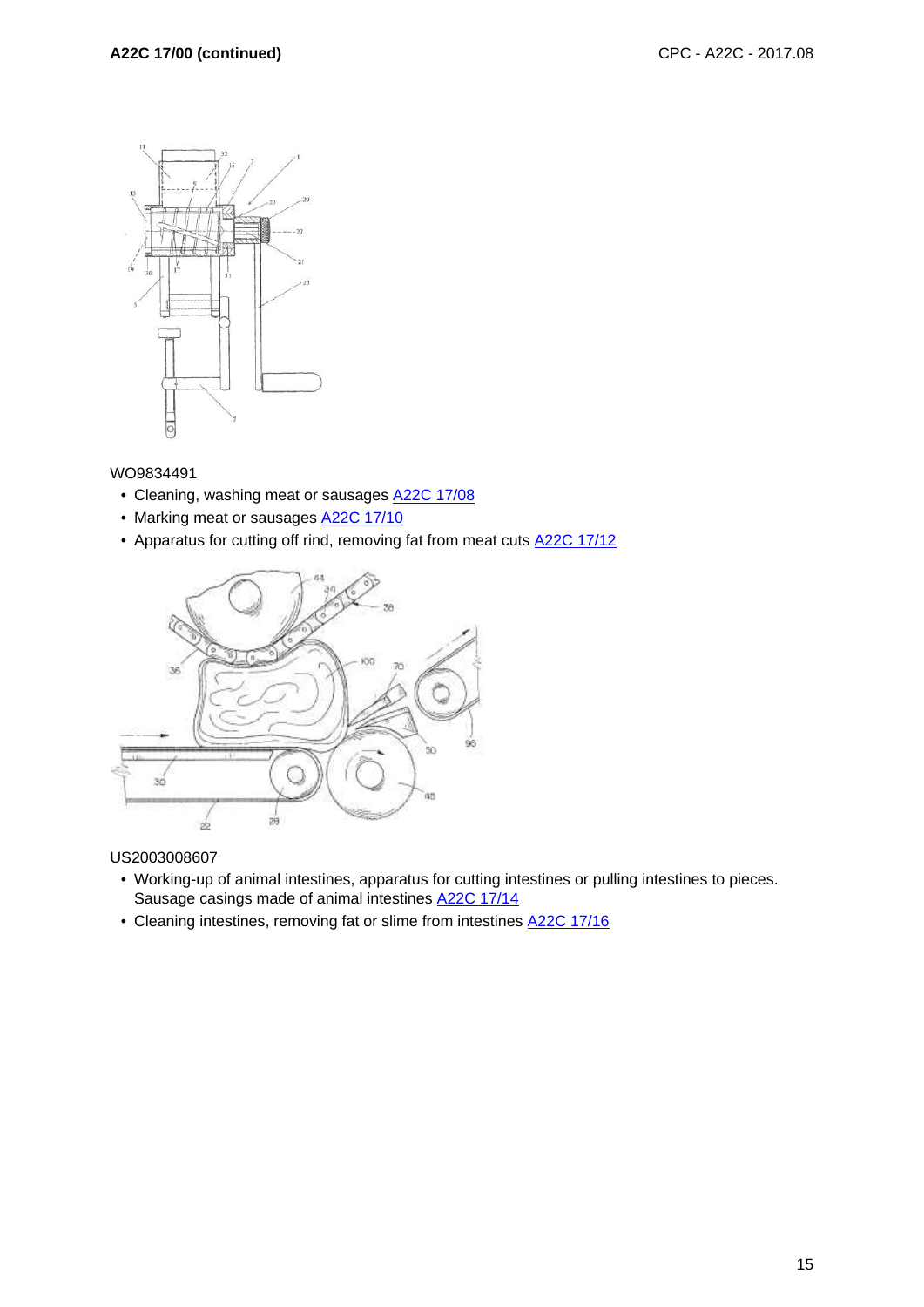WO9834491

- Cleaning, washing meat or sausages A22C 17/08
- Marking meat or sausages A22C 17/10
- Apparatus for cutting off rind, removing fat from meat cuts A22C 17/12

US2003008607

- Working-up of animal intestines, apparatus for cutting intestines or pulling intestines to pieces. Sausage casings made of animal intestines A22C 17/14
- Cleaning intestines, removing fat or slime from intestines A22C 17/16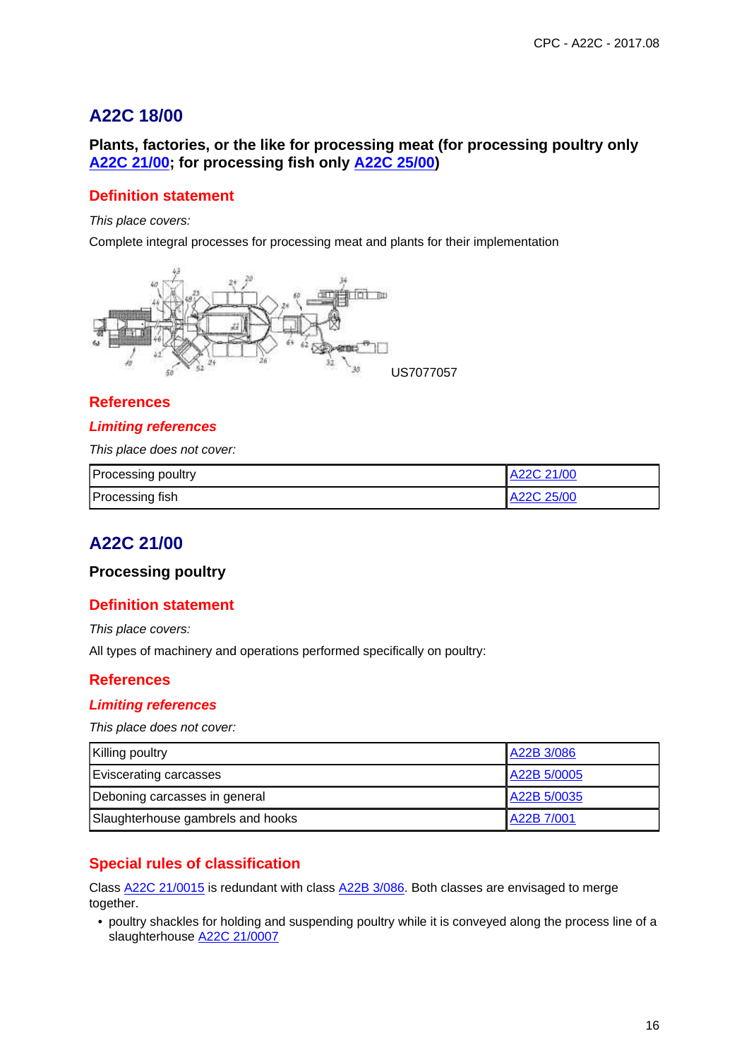## A22C 18/00

### Plants, factories, or the like for processing meat (for processing poultry only A22C 21/00; for processing fish only A22C 25/00)

#### Definition statement

*This place covers:*

Complete integral processes for processing meat and plants for their implementation

US7077057

#### References

##### *Limiting references*

*This place does not cover:*

| Processing poultry | A22C 21/00 |
|---|---|
| Processing fish | A22C 25/00 |

## A22C 21/00

### Processing poultry

#### Definition statement

*This place covers:*

All types of machinery and operations performed specifically on poultry:

#### References

##### *Limiting references*

*This place does not cover:*

| Killing poultry | A22B 3/086 |
|---|---|
| Eviscerating carcasses | A22B 5/0005 |
| Deboning carcasses in general | A22B 5/0035 |
| Slaughterhouse gambrels and hooks | A22B 7/001 |

#### Special rules of classification

Class A22C 21/0015 is redundant with class A22B 3/086. Both classes are envisaged to merge together.

- poultry shackles for holding and suspending poultry while it is conveyed along the process line of a slaughterhouse A22C 21/0007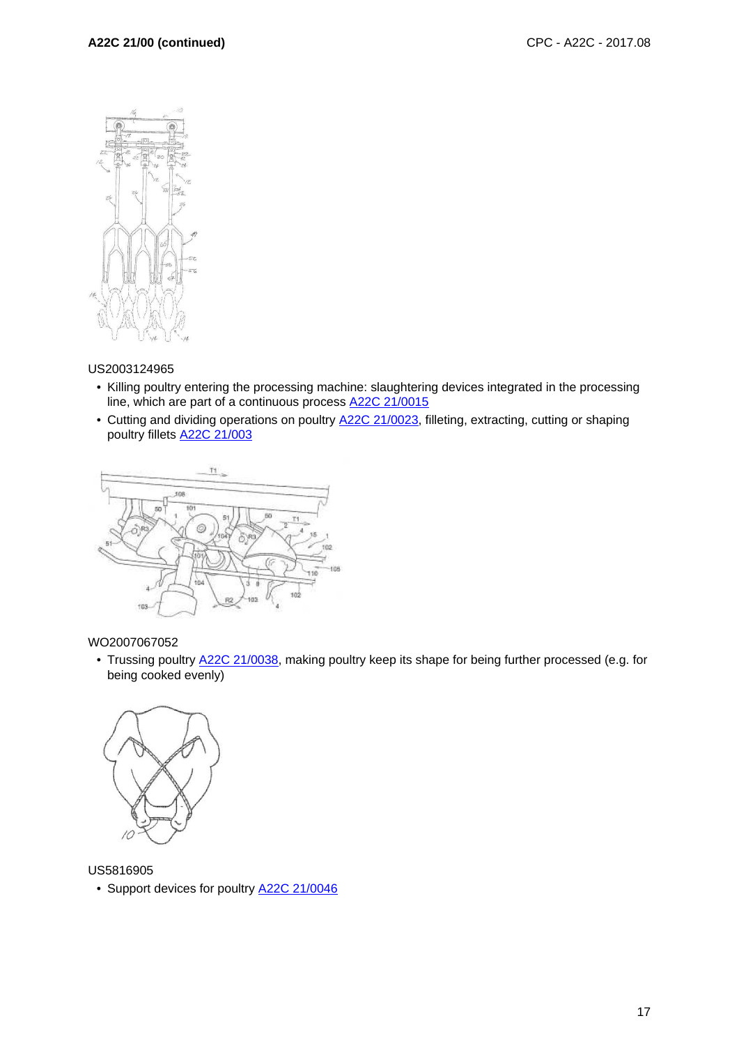US2003124965

- Killing poultry entering the processing machine: slaughtering devices integrated in the processing line, which are part of a continuous process A22C 21/0015
- Cutting and dividing operations on poultry A22C 21/0023, filleting, extracting, cutting or shaping poultry fillets A22C 21/003

WO2007067052

- Trussing poultry A22C 21/0038, making poultry keep its shape for being further processed (e.g. for being cooked evenly)

US5816905

- Support devices for poultry A22C 21/0046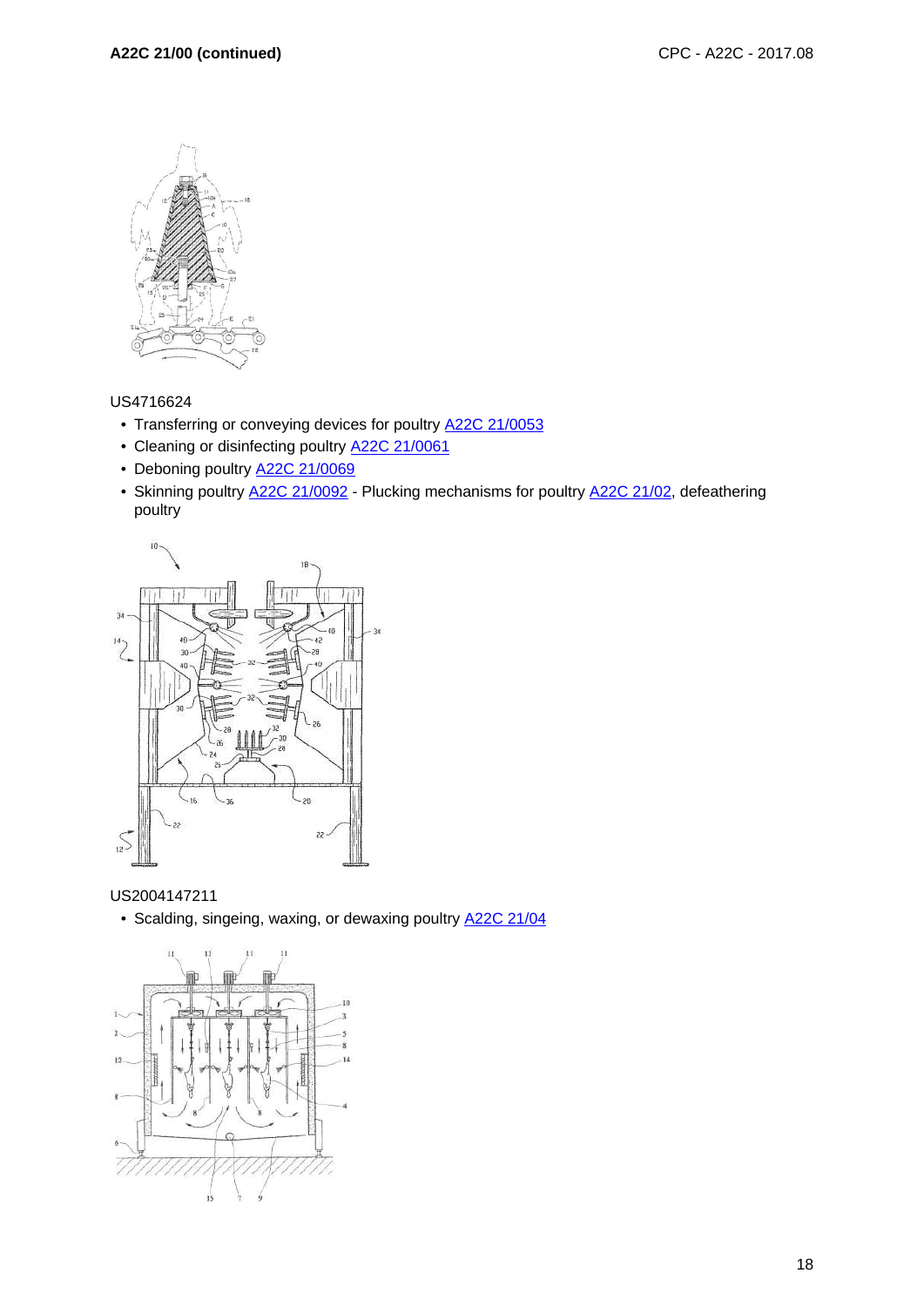US4716624

- Transferring or conveying devices for poultry A22C 21/0053
- Cleaning or disinfecting poultry A22C 21/0061
- Deboning poultry A22C 21/0069
- Skinning poultry A22C 21/0092 - Plucking mechanisms for poultry A22C 21/02, defeathering poultry

US2004147211

- Scalding, singeing, waxing, or dewaxing poultry A22C 21/04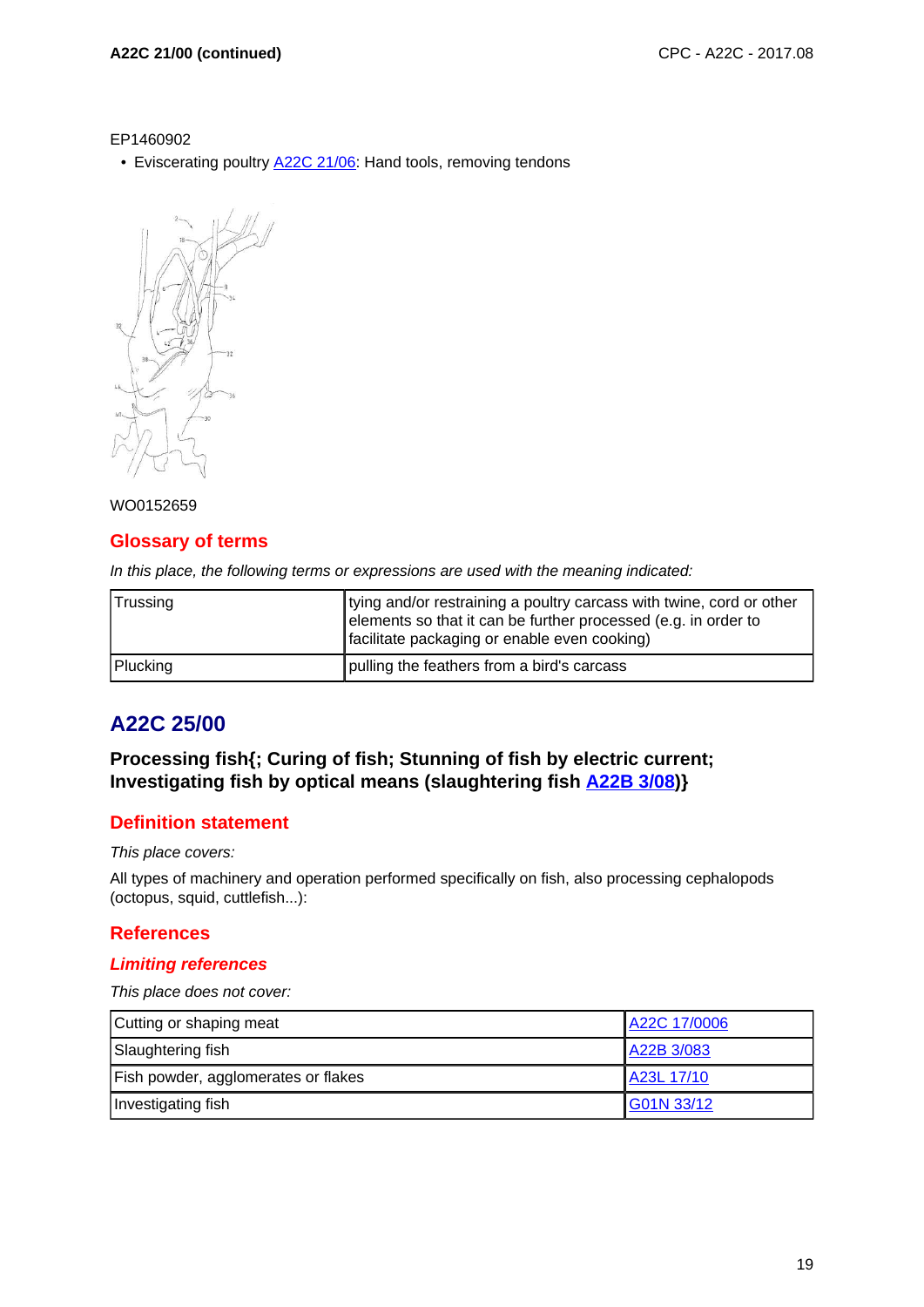EP1460902

- Eviscerating poultry A22C 21/06: Hand tools, removing tendons

WO0152659

## Glossary of terms

*In this place, the following terms or expressions are used with the meaning indicated:*

| Trussing | tying and/or restraining a poultry carcass with twine, cord or other elements so that it can be further processed (e.g. in order to facilitate packaging or enable even cooking) |
|---|---|
| Plucking | pulling the feathers from a bird's carcass |

# A22C 25/00

**Processing fish{; Curing of fish; Stunning of fish by electric current; Investigating fish by optical means (slaughtering fish A22B 3/08)}**

## Definition statement

*This place covers:*

All types of machinery and operation performed specifically on fish, also processing cephalopods (octopus, squid, cuttlefish...):

## References

### *Limiting references*

*This place does not cover:*

| Cutting or shaping meat | A22C 17/0006 |
|---|---|
| Slaughtering fish | A22B 3/083 |
| Fish powder, agglomerates or flakes | A23L 17/10 |
| Investigating fish | G01N 33/12 |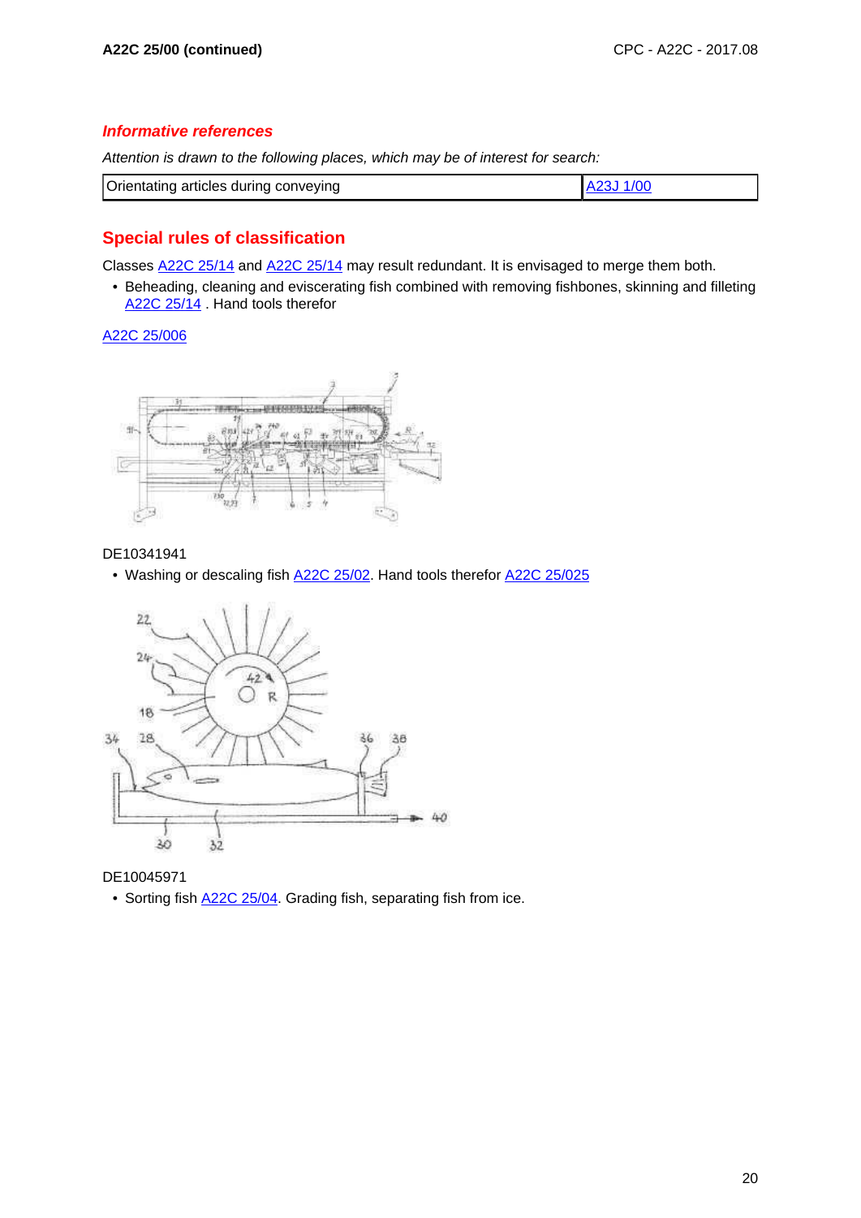## Informative references

*Attention is drawn to the following places, which may be of interest for search:*

| Orientating articles during conveying | A23J 1/00 |
|---|---|

## Special rules of classification

Classes A22C 25/14 and A22C 25/14 may result redundant. It is envisaged to merge them both.

- Beheading, cleaning and eviscerating fish combined with removing fishbones, skinning and filleting A22C 25/14 . Hand tools therefor

A22C 25/006

DE10341941

- Washing or descaling fish A22C 25/02. Hand tools therefor A22C 25/025

DE10045971

- Sorting fish A22C 25/04. Grading fish, separating fish from ice.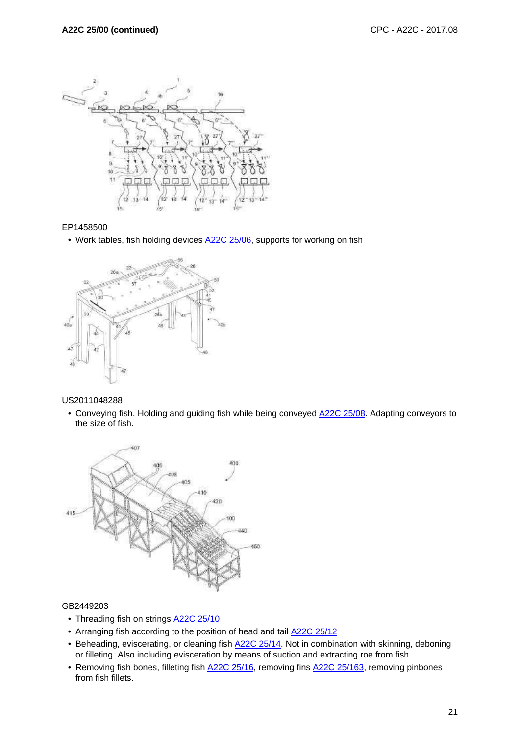EP1458500

- Work tables, fish holding devices A22C 25/06, supports for working on fish

US2011048288

- Conveying fish. Holding and guiding fish while being conveyed A22C 25/08. Adapting conveyors to the size of fish.

GB2449203

- Threading fish on strings A22C 25/10
- Arranging fish according to the position of head and tail A22C 25/12
- Beheading, eviscerating, or cleaning fish A22C 25/14. Not in combination with skinning, deboning or filleting. Also including evisceration by means of suction and extracting roe from fish
- Removing fish bones, filleting fish A22C 25/16, removing fins A22C 25/163, removing pinbones from fish fillets.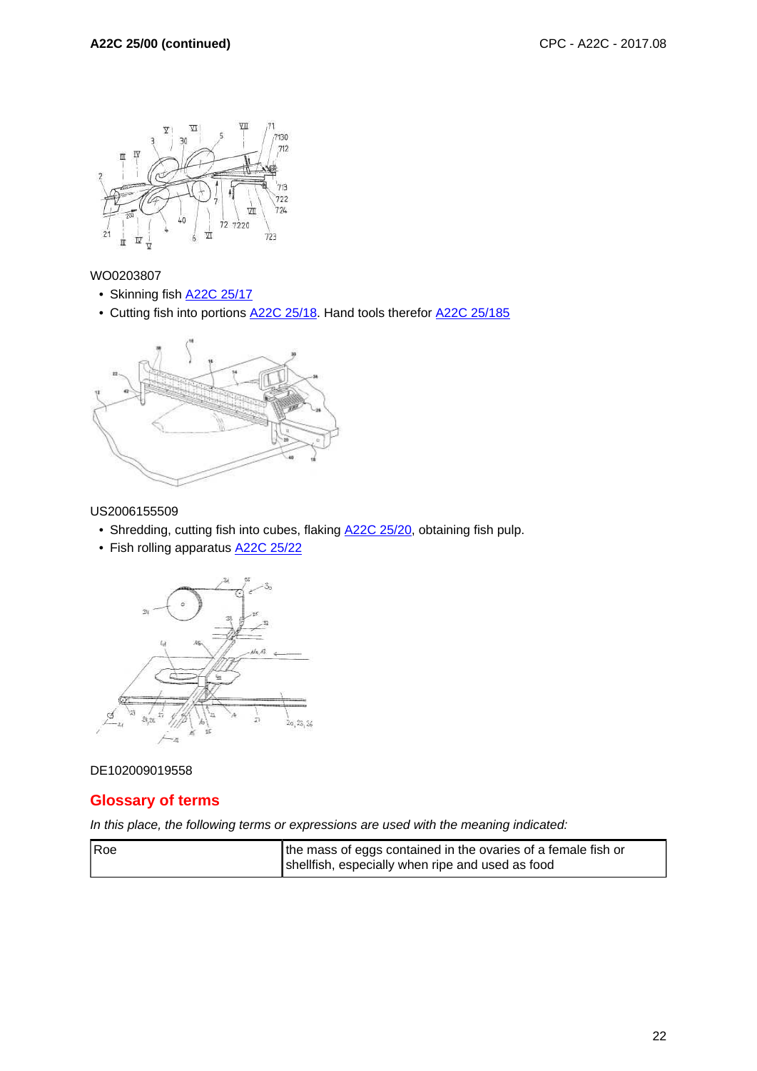WO0203807

- Skinning fish A22C 25/17
- Cutting fish into portions A22C 25/18. Hand tools therefor A22C 25/185

US2006155509

- Shredding, cutting fish into cubes, flaking A22C 25/20, obtaining fish pulp.
- Fish rolling apparatus A22C 25/22

DE102009019558

## Glossary of terms

*In this place, the following terms or expressions are used with the meaning indicated:*

| | |
|---|---|
| Roe | the mass of eggs contained in the ovaries of a female fish or shellfish, especially when ripe and used as food |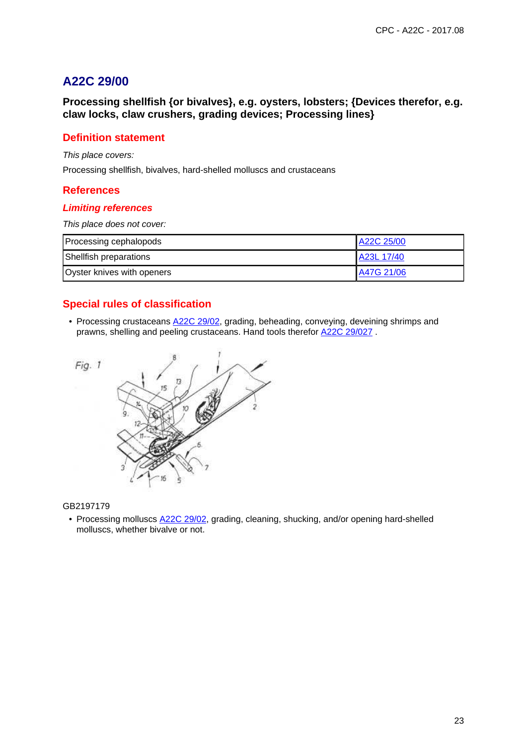# A22C 29/00

**Processing shellfish {or bivalves}, e.g. oysters, lobsters; {Devices therefor, e.g. claw locks, claw crushers, grading devices; Processing lines}**

## Definition statement

*This place covers:*

Processing shellfish, bivalves, hard-shelled molluscs and crustaceans

## References

### Limiting references

*This place does not cover:*

| Processing cephalopods | A22C 25/00 |
|---|---|
| Shellfish preparations | A23L 17/40 |
| Oyster knives with openers | A47G 21/06 |

## Special rules of classification

- Processing crustaceans A22C 29/02, grading, beheading, conveying, deveining shrimps and prawns, shelling and peeling crustaceans. Hand tools therefor A22C 29/027 .

GB2197179

- Processing molluscs A22C 29/02, grading, cleaning, shucking, and/or opening hard-shelled molluscs, whether bivalve or not.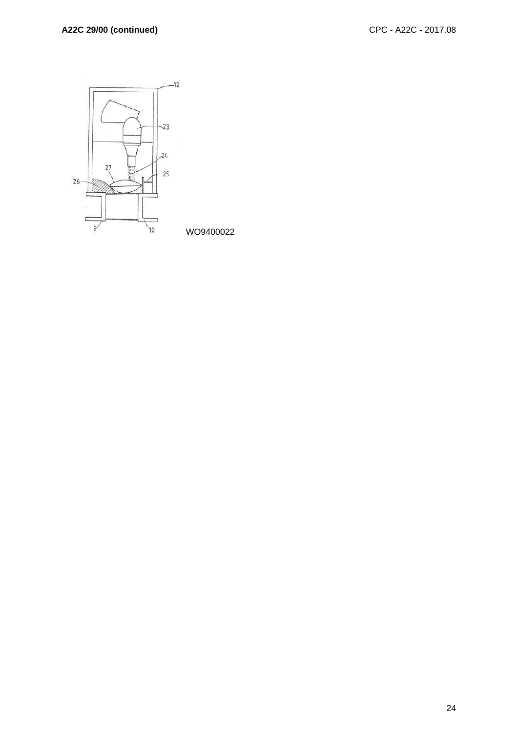12

23

24

27

25

26

9

10

WO9400022